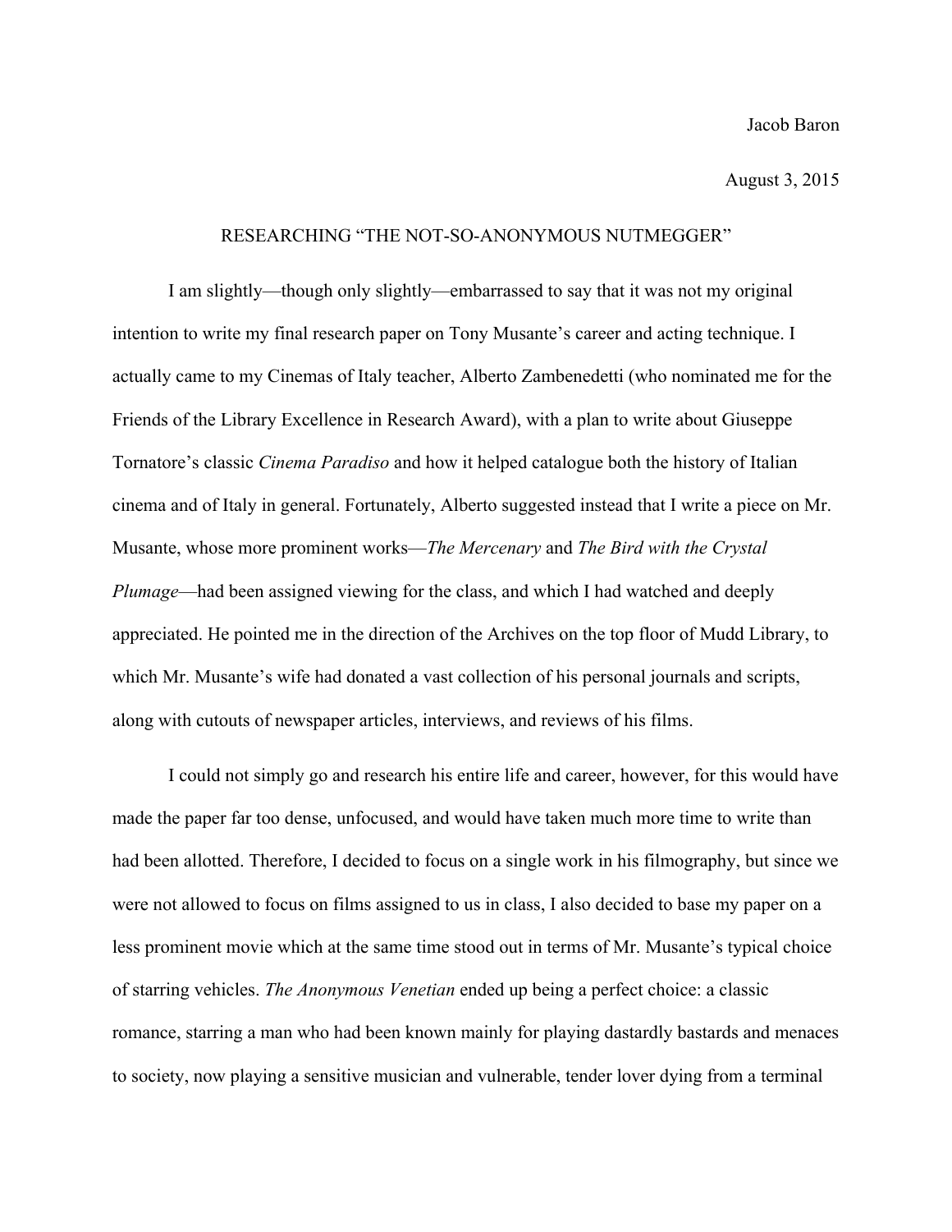Jacob Baron

August 3, 2015

# RESEARCHING "THE NOT-SO-ANONYMOUS NUTMEGGER"

I am slightly—though only slightly—embarrassed to say that it was not my original intention to write my final research paper on Tony Musante's career and acting technique. I actually came to my Cinemas of Italy teacher, Alberto Zambenedetti (who nominated me for the Friends of the Library Excellence in Research Award), with a plan to write about Giuseppe Tornatore's classic *Cinema Paradiso* and how it helped catalogue both the history of Italian cinema and of Italy in general. Fortunately, Alberto suggested instead that I write a piece on Mr. Musante, whose more prominent works—*The Mercenary* and *The Bird with the Crystal Plumage*—had been assigned viewing for the class, and which I had watched and deeply appreciated. He pointed me in the direction of the Archives on the top floor of Mudd Library, to which Mr. Musante's wife had donated a vast collection of his personal journals and scripts, along with cutouts of newspaper articles, interviews, and reviews of his films.

I could not simply go and research his entire life and career, however, for this would have made the paper far too dense, unfocused, and would have taken much more time to write than had been allotted. Therefore, I decided to focus on a single work in his filmography, but since we were not allowed to focus on films assigned to us in class, I also decided to base my paper on a less prominent movie which at the same time stood out in terms of Mr. Musante's typical choice of starring vehicles. *The Anonymous Venetian* ended up being a perfect choice: a classic romance, starring a man who had been known mainly for playing dastardly bastards and menaces to society, now playing a sensitive musician and vulnerable, tender lover dying from a terminal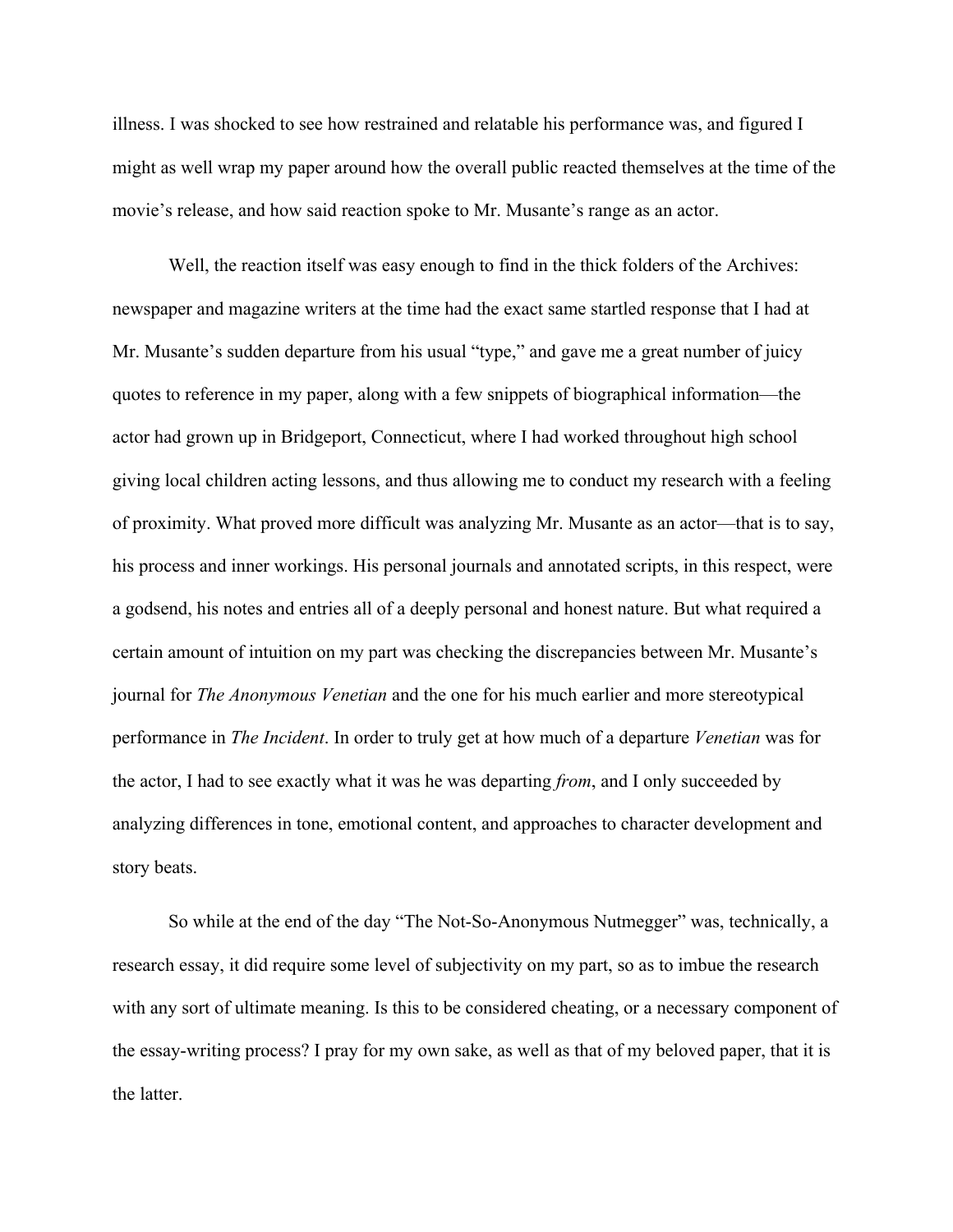illness. I was shocked to see how restrained and relatable his performance was, and figured I might as well wrap my paper around how the overall public reacted themselves at the time of the movie's release, and how said reaction spoke to Mr. Musante's range as an actor.

Well, the reaction itself was easy enough to find in the thick folders of the Archives: newspaper and magazine writers at the time had the exact same startled response that I had at Mr. Musante's sudden departure from his usual "type," and gave me a great number of juicy quotes to reference in my paper, along with a few snippets of biographical information—the actor had grown up in Bridgeport, Connecticut, where I had worked throughout high school giving local children acting lessons, and thus allowing me to conduct my research with a feeling of proximity. What proved more difficult was analyzing Mr. Musante as an actor—that is to say, his process and inner workings. His personal journals and annotated scripts, in this respect, were a godsend, his notes and entries all of a deeply personal and honest nature. But what required a certain amount of intuition on my part was checking the discrepancies between Mr. Musante's journal for *The Anonymous Venetian* and the one for his much earlier and more stereotypical performance in *The Incident*. In order to truly get at how much of a departure *Venetian* was for the actor, I had to see exactly what it was he was departing *from*, and I only succeeded by analyzing differences in tone, emotional content, and approaches to character development and story beats.

So while at the end of the day "The Not-So-Anonymous Nutmegger" was, technically, a research essay, it did require some level of subjectivity on my part, so as to imbue the research with any sort of ultimate meaning. Is this to be considered cheating, or a necessary component of the essay-writing process? I pray for my own sake, as well as that of my beloved paper, that it is the latter.